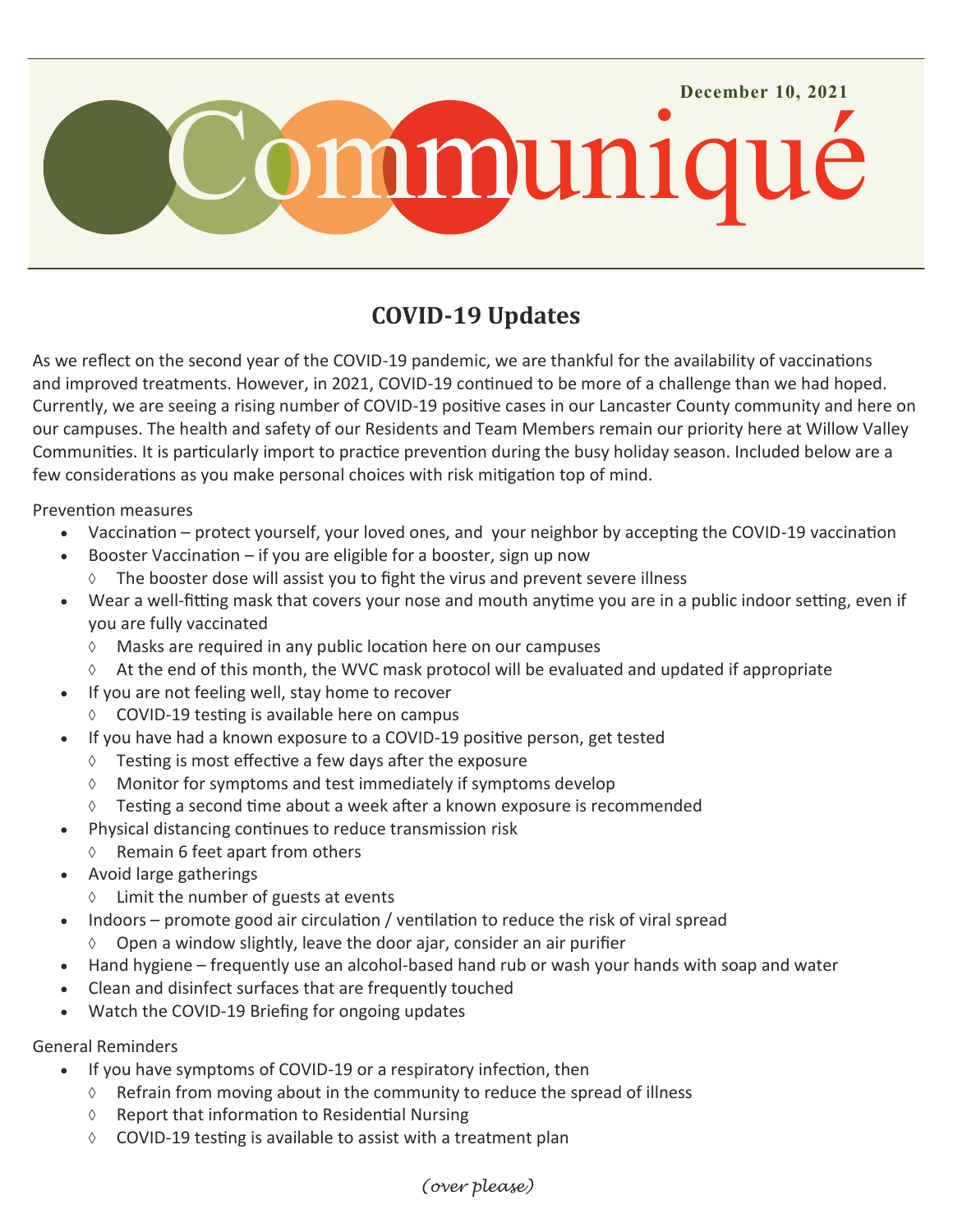December 10, 2021

# Communiqué

## COVID-19 Updates

As we reflect on the second year of the COVID-19 pandemic, we are thankful for the availability of vaccinations and improved treatments. However, in 2021, COVID-19 continued to be more of a challenge than we had hoped. Currently, we are seeing a rising number of COVID-19 positive cases in our Lancaster County community and here on our campuses. The health and safety of our Residents and Team Members remain our priority here at Willow Valley Communities. It is particularly import to practice prevention during the busy holiday season. Included below are a few considerations as you make personal choices with risk mitigation top of mind.

Prevention measures

- Vaccination – protect yourself, your loved ones, and your neighbor by accepting the COVID-19 vaccination
- Booster Vaccination – if you are eligible for a booster, sign up now
  - ◊ The booster dose will assist you to fight the virus and prevent severe illness
- Wear a well-fitting mask that covers your nose and mouth anytime you are in a public indoor setting, even if you are fully vaccinated
  - ◊ Masks are required in any public location here on our campuses
  - ◊ At the end of this month, the WVC mask protocol will be evaluated and updated if appropriate
- If you are not feeling well, stay home to recover
  - ◊ COVID-19 testing is available here on campus
- If you have had a known exposure to a COVID-19 positive person, get tested
  - ◊ Testing is most effective a few days after the exposure
  - ◊ Monitor for symptoms and test immediately if symptoms develop
  - ◊ Testing a second time about a week after a known exposure is recommended
- Physical distancing continues to reduce transmission risk
  - ◊ Remain 6 feet apart from others
- Avoid large gatherings
  - ◊ Limit the number of guests at events
- Indoors – promote good air circulation / ventilation to reduce the risk of viral spread
  - ◊ Open a window slightly, leave the door ajar, consider an air purifier
- Hand hygiene – frequently use an alcohol-based hand rub or wash your hands with soap and water
- Clean and disinfect surfaces that are frequently touched
- Watch the COVID-19 Briefing for ongoing updates

General Reminders

- If you have symptoms of COVID-19 or a respiratory infection, then
  - ◊ Refrain from moving about in the community to reduce the spread of illness
  - ◊ Report that information to Residential Nursing
  - ◊ COVID-19 testing is available to assist with a treatment plan

*(over please)*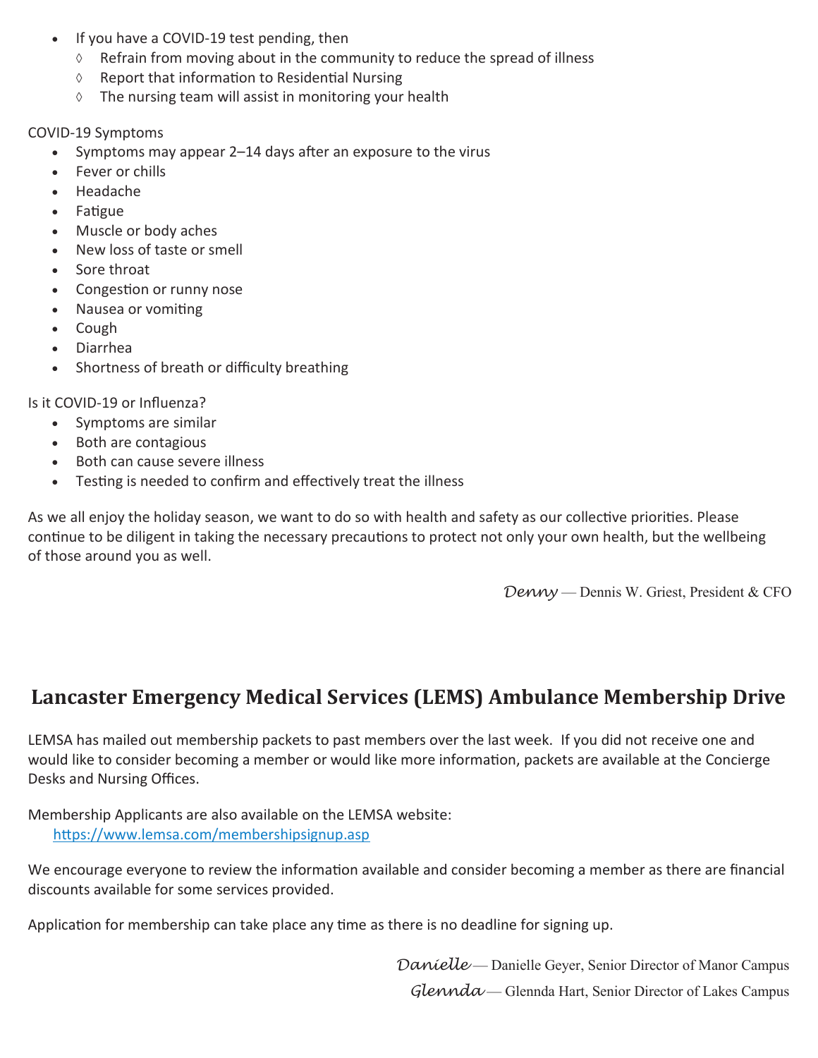- If you have a COVID-19 test pending, then
  - Refrain from moving about in the community to reduce the spread of illness
  - Report that information to Residential Nursing
  - The nursing team will assist in monitoring your health

COVID-19 Symptoms

- Symptoms may appear 2–14 days after an exposure to the virus
- Fever or chills
- Headache
- Fatigue
- Muscle or body aches
- New loss of taste or smell
- Sore throat
- Congestion or runny nose
- Nausea or vomiting
- Cough
- Diarrhea
- Shortness of breath or difficulty breathing

Is it COVID-19 or Influenza?

- Symptoms are similar
- Both are contagious
- Both can cause severe illness
- Testing is needed to confirm and effectively treat the illness

As we all enjoy the holiday season, we want to do so with health and safety as our collective priorities. Please continue to be diligent in taking the necessary precautions to protect not only your own health, but the wellbeing of those around you as well.

*Denny* — Dennis W. Griest, President & CFO

## Lancaster Emergency Medical Services (LEMS) Ambulance Membership Drive

LEMSA has mailed out membership packets to past members over the last week. If you did not receive one and would like to consider becoming a member or would like more information, packets are available at the Concierge Desks and Nursing Offices.

Membership Applicants are also available on the LEMSA website:
https://www.lemsa.com/membershipsignup.asp

We encourage everyone to review the information available and consider becoming a member as there are financial discounts available for some services provided.

Application for membership can take place any time as there is no deadline for signing up.

*Danielle* — Danielle Geyer, Senior Director of Manor Campus
*Glennda* — Glennda Hart, Senior Director of Lakes Campus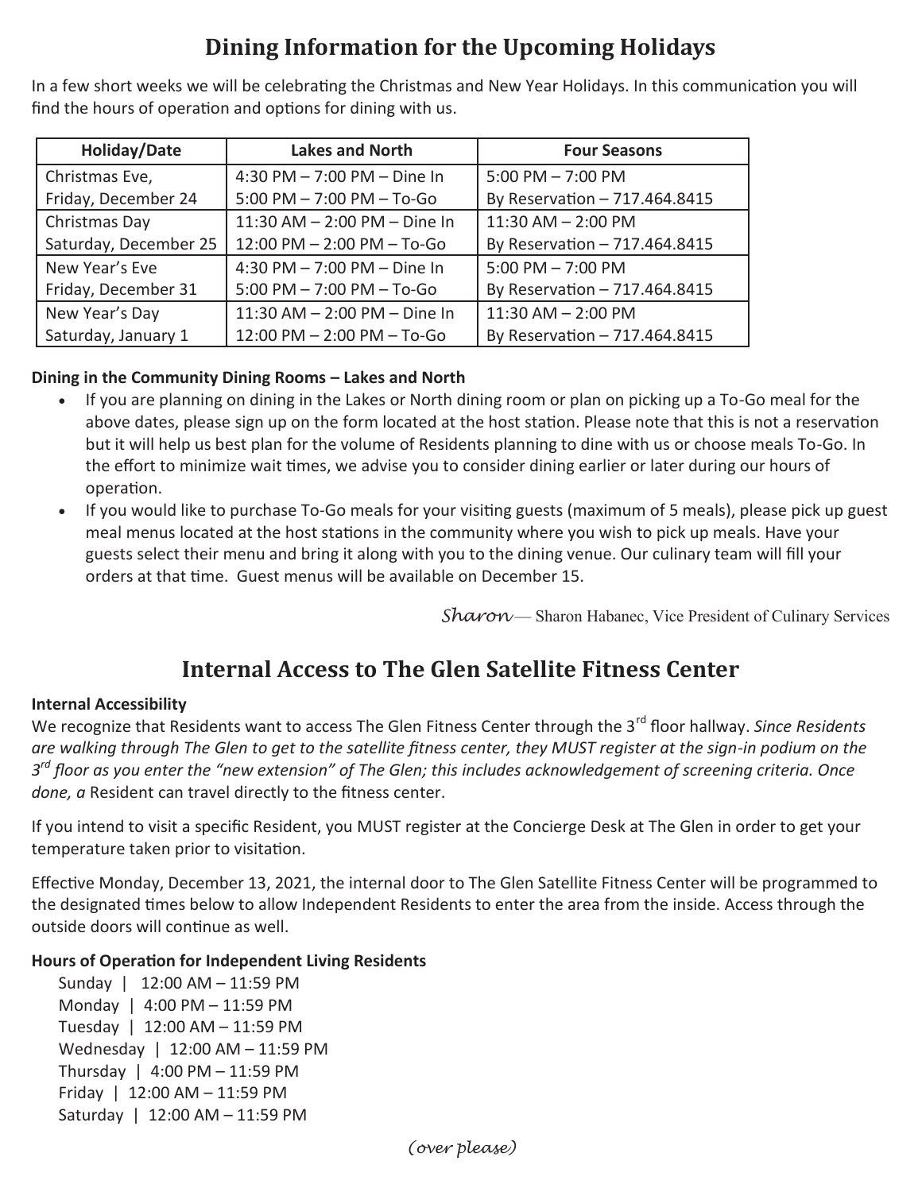## Dining Information for the Upcoming Holidays

In a few short weeks we will be celebrating the Christmas and New Year Holidays. In this communication you will find the hours of operation and options for dining with us.

| Holiday/Date | Lakes and North | Four Seasons |
|---|---|---|
| Christmas Eve, Friday, December 24 | 4:30 PM – 7:00 PM – Dine In<br>5:00 PM – 7:00 PM – To-Go | 5:00 PM – 7:00 PM<br>By Reservation – 717.464.8415 |
| Christmas Day Saturday, December 25 | 11:30 AM – 2:00 PM – Dine In<br>12:00 PM – 2:00 PM – To-Go | 11:30 AM – 2:00 PM<br>By Reservation – 717.464.8415 |
| New Year's Eve Friday, December 31 | 4:30 PM – 7:00 PM – Dine In<br>5:00 PM – 7:00 PM – To-Go | 5:00 PM – 7:00 PM<br>By Reservation – 717.464.8415 |
| New Year's Day Saturday, January 1 | 11:30 AM – 2:00 PM – Dine In<br>12:00 PM – 2:00 PM – To-Go | 11:30 AM – 2:00 PM<br>By Reservation – 717.464.8415 |

**Dining in the Community Dining Rooms – Lakes and North**

- If you are planning on dining in the Lakes or North dining room or plan on picking up a To-Go meal for the above dates, please sign up on the form located at the host station. Please note that this is not a reservation but it will help us best plan for the volume of Residents planning to dine with us or choose meals To-Go. In the effort to minimize wait times, we advise you to consider dining earlier or later during our hours of operation.
- If you would like to purchase To-Go meals for your visiting guests (maximum of 5 meals), please pick up guest meal menus located at the host stations in the community where you wish to pick up meals. Have your guests select their menu and bring it along with you to the dining venue. Our culinary team will fill your orders at that time. Guest menus will be available on December 15.

*Sharon* — Sharon Habanec, Vice President of Culinary Services

## Internal Access to The Glen Satellite Fitness Center

**Internal Accessibility**

We recognize that Residents want to access The Glen Fitness Center through the 3rd floor hallway. *Since Residents are walking through The Glen to get to the satellite fitness center, they MUST register at the sign-in podium on the 3rd floor as you enter the "new extension" of The Glen; this includes acknowledgement of screening criteria. Once done, a* Resident can travel directly to the fitness center.

If you intend to visit a specific Resident, you MUST register at the Concierge Desk at The Glen in order to get your temperature taken prior to visitation.

Effective Monday, December 13, 2021, the internal door to The Glen Satellite Fitness Center will be programmed to the designated times below to allow Independent Residents to enter the area from the inside. Access through the outside doors will continue as well.

**Hours of Operation for Independent Living Residents**

Sunday | 12:00 AM – 11:59 PM
Monday | 4:00 PM – 11:59 PM
Tuesday | 12:00 AM – 11:59 PM
Wednesday | 12:00 AM – 11:59 PM
Thursday | 4:00 PM – 11:59 PM
Friday | 12:00 AM – 11:59 PM
Saturday | 12:00 AM – 11:59 PM

*(over please)*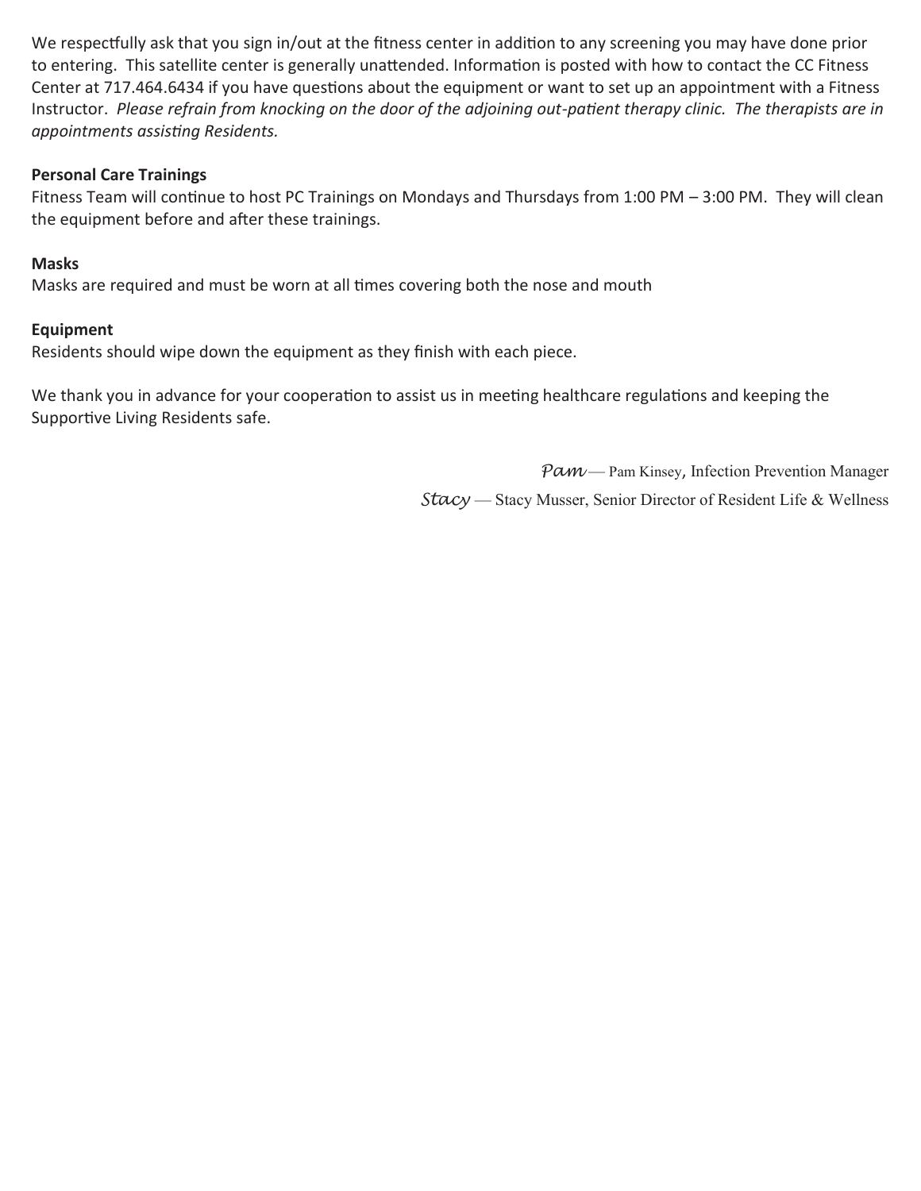We respectfully ask that you sign in/out at the fitness center in addition to any screening you may have done prior to entering. This satellite center is generally unattended. Information is posted with how to contact the CC Fitness Center at 717.464.6434 if you have questions about the equipment or want to set up an appointment with a Fitness Instructor. *Please refrain from knocking on the door of the adjoining out-patient therapy clinic. The therapists are in appointments assisting Residents.*

**Personal Care Trainings**

Fitness Team will continue to host PC Trainings on Mondays and Thursdays from 1:00 PM – 3:00 PM. They will clean the equipment before and after these trainings.

**Masks**

Masks are required and must be worn at all times covering both the nose and mouth

**Equipment**

Residents should wipe down the equipment as they finish with each piece.

We thank you in advance for your cooperation to assist us in meeting healthcare regulations and keeping the Supportive Living Residents safe.

*Pam* — Pam Kinsey, Infection Prevention Manager

*Stacy* — Stacy Musser, Senior Director of Resident Life & Wellness